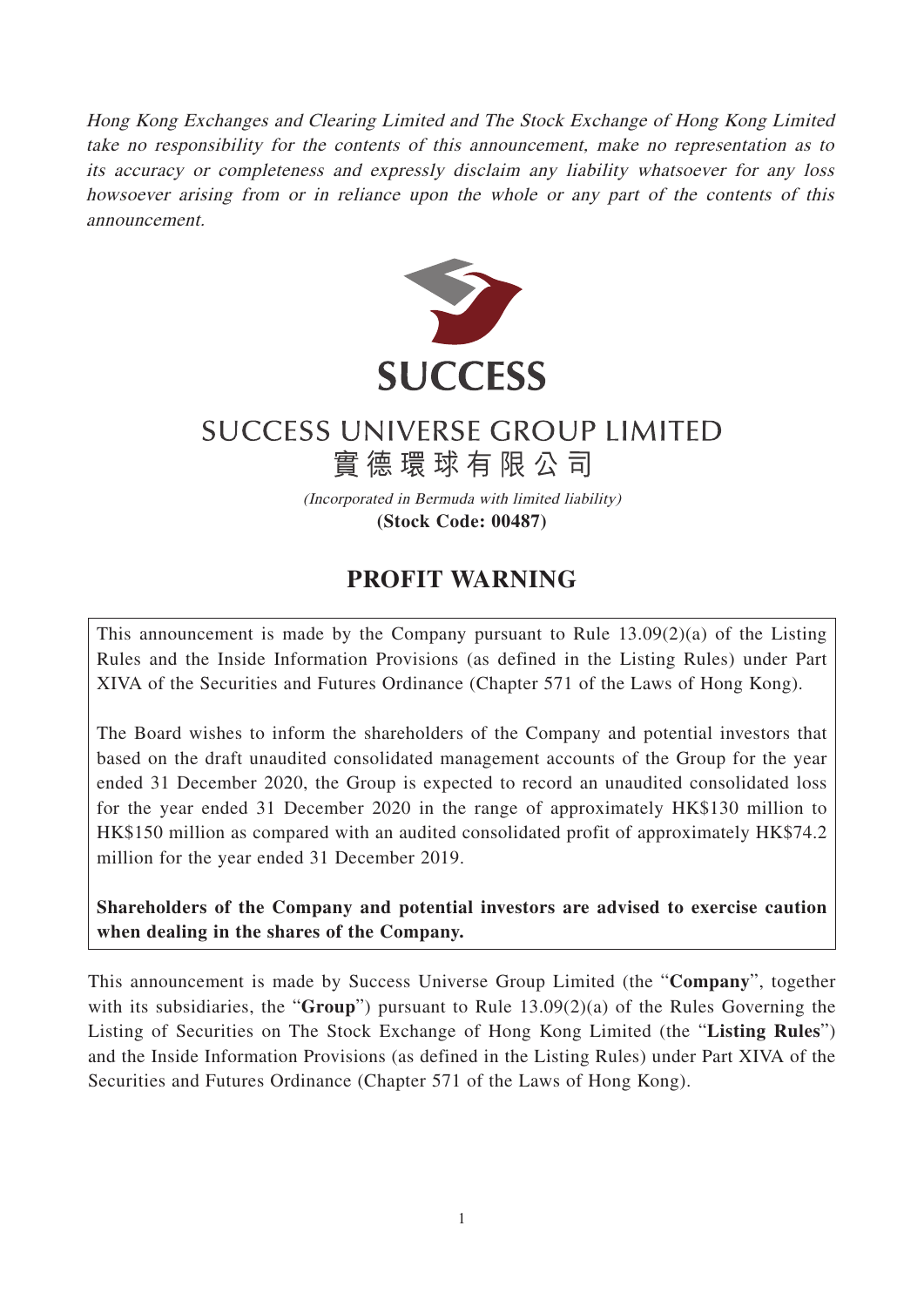*Hong Kong Exchanges and Clearing Limited and The Stock Exchange of Hong Kong Limited take no responsibility for the contents of this announcement, make no representation as to its accuracy or completeness and expressly disclaim any liability whatsoever for any loss howsoever arising from or in reliance upon the whole or any part of the contents of this announcement.*

SUCCESS

# SUCCESS UNIVERSE GROUP LIMITED
# 實德環球有限公司

*(Incorporated in Bermuda with limited liability)*
**(Stock Code: 00487)**

## PROFIT WARNING

This announcement is made by the Company pursuant to Rule 13.09(2)(a) of the Listing Rules and the Inside Information Provisions (as defined in the Listing Rules) under Part XIVA of the Securities and Futures Ordinance (Chapter 571 of the Laws of Hong Kong).

The Board wishes to inform the shareholders of the Company and potential investors that based on the draft unaudited consolidated management accounts of the Group for the year ended 31 December 2020, the Group is expected to record an unaudited consolidated loss for the year ended 31 December 2020 in the range of approximately HK$130 million to HK$150 million as compared with an audited consolidated profit of approximately HK$74.2 million for the year ended 31 December 2019.

**Shareholders of the Company and potential investors are advised to exercise caution when dealing in the shares of the Company.**

This announcement is made by Success Universe Group Limited (the "**Company**", together with its subsidiaries, the "**Group**") pursuant to Rule 13.09(2)(a) of the Rules Governing the Listing of Securities on The Stock Exchange of Hong Kong Limited (the "**Listing Rules**") and the Inside Information Provisions (as defined in the Listing Rules) under Part XIVA of the Securities and Futures Ordinance (Chapter 571 of the Laws of Hong Kong).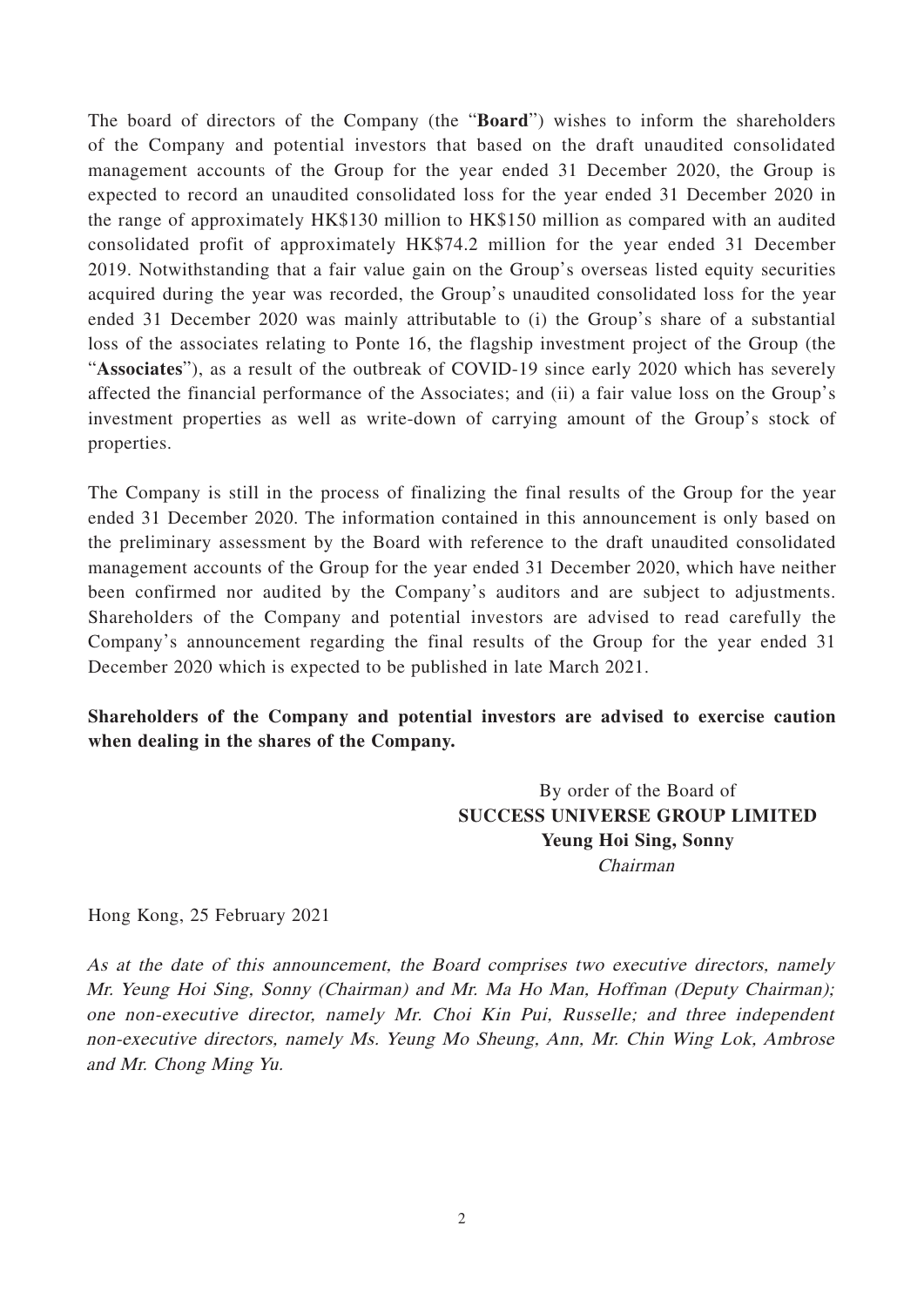The board of directors of the Company (the "**Board**") wishes to inform the shareholders of the Company and potential investors that based on the draft unaudited consolidated management accounts of the Group for the year ended 31 December 2020, the Group is expected to record an unaudited consolidated loss for the year ended 31 December 2020 in the range of approximately HK$130 million to HK$150 million as compared with an audited consolidated profit of approximately HK$74.2 million for the year ended 31 December 2019. Notwithstanding that a fair value gain on the Group's overseas listed equity securities acquired during the year was recorded, the Group's unaudited consolidated loss for the year ended 31 December 2020 was mainly attributable to (i) the Group's share of a substantial loss of the associates relating to Ponte 16, the flagship investment project of the Group (the "**Associates**"), as a result of the outbreak of COVID-19 since early 2020 which has severely affected the financial performance of the Associates; and (ii) a fair value loss on the Group's investment properties as well as write-down of carrying amount of the Group's stock of properties.

The Company is still in the process of finalizing the final results of the Group for the year ended 31 December 2020. The information contained in this announcement is only based on the preliminary assessment by the Board with reference to the draft unaudited consolidated management accounts of the Group for the year ended 31 December 2020, which have neither been confirmed nor audited by the Company's auditors and are subject to adjustments. Shareholders of the Company and potential investors are advised to read carefully the Company's announcement regarding the final results of the Group for the year ended 31 December 2020 which is expected to be published in late March 2021.

**Shareholders of the Company and potential investors are advised to exercise caution when dealing in the shares of the Company.**

By order of the Board of
**SUCCESS UNIVERSE GROUP LIMITED**
**Yeung Hoi Sing, Sonny**
*Chairman*

Hong Kong, 25 February 2021

*As at the date of this announcement, the Board comprises two executive directors, namely Mr. Yeung Hoi Sing, Sonny (Chairman) and Mr. Ma Ho Man, Hoffman (Deputy Chairman); one non-executive director, namely Mr. Choi Kin Pui, Russelle; and three independent non-executive directors, namely Ms. Yeung Mo Sheung, Ann, Mr. Chin Wing Lok, Ambrose and Mr. Chong Ming Yu.*